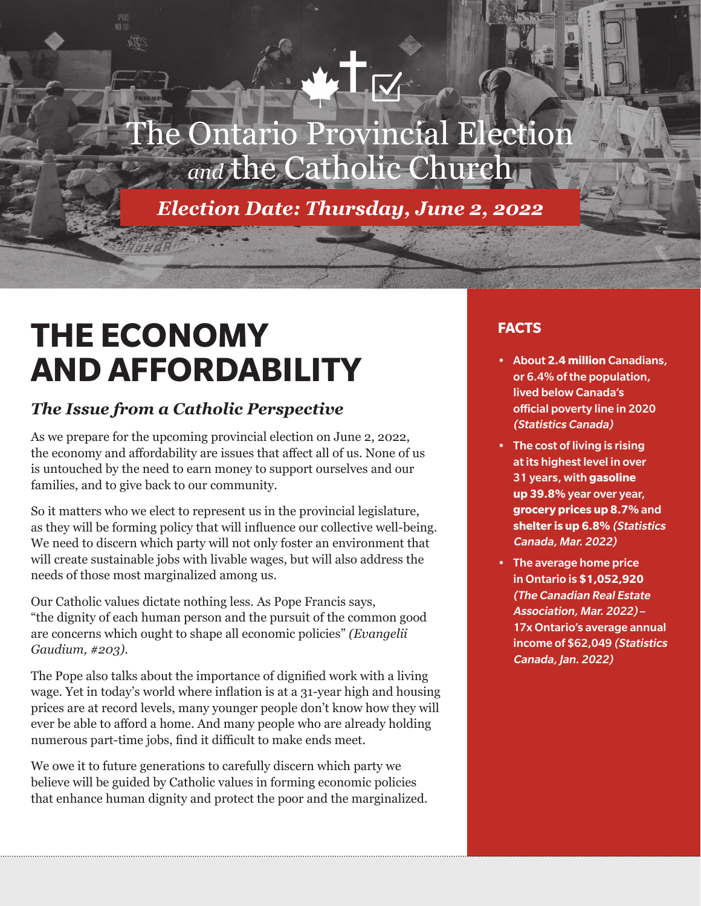# The Ontario Provincial Election *and* the Catholic Church

***Election Date: Thursday, June 2, 2022***

## THE ECONOMY AND AFFORDABILITY

### *The Issue from a Catholic Perspective*

As we prepare for the upcoming provincial election on June 2, 2022, the economy and affordability are issues that affect all of us. None of us is untouched by the need to earn money to support ourselves and our families, and to give back to our community.

So it matters who we elect to represent us in the provincial legislature, as they will be forming policy that will influence our collective well-being. We need to discern which party will not only foster an environment that will create sustainable jobs with livable wages, but will also address the needs of those most marginalized among us.

Our Catholic values dictate nothing less. As Pope Francis says, "the dignity of each human person and the pursuit of the common good are concerns which ought to shape all economic policies" *(Evangelii Gaudium, #203)*.

The Pope also talks about the importance of dignified work with a living wage. Yet in today's world where inflation is at a 31-year high and housing prices are at record levels, many younger people don't know how they will ever be able to afford a home. And many people who are already holding numerous part-time jobs, find it difficult to make ends meet.

We owe it to future generations to carefully discern which party we believe will be guided by Catholic values in forming economic policies that enhance human dignity and protect the poor and the marginalized.

### FACTS

- About **2.4 million** Canadians, or 6.4% of the population, lived below Canada's official poverty line in 2020 *(Statistics Canada)*
- The cost of living is rising at its highest level in over 31 years, with **gasoline up 39.8%** year over year, **grocery prices up 8.7%** and **shelter is up 6.8%** *(Statistics Canada, Mar. 2022)*
- The average home price in Ontario is **$1,052,920** *(The Canadian Real Estate Association, Mar. 2022)* – 17x Ontario's average annual income of $62,049 *(Statistics Canada, Jan. 2022)*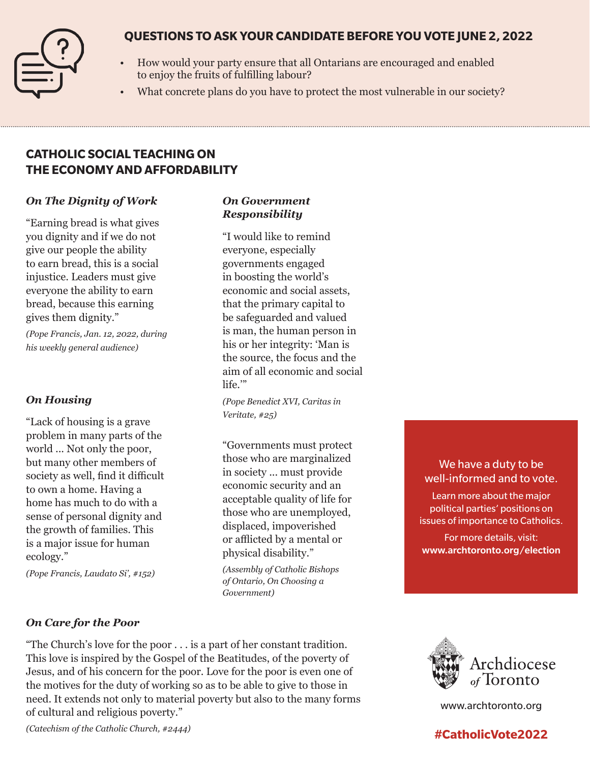## QUESTIONS TO ASK YOUR CANDIDATE BEFORE YOU VOTE JUNE 2, 2022

- How would your party ensure that all Ontarians are encouraged and enabled to enjoy the fruits of fulfilling labour?
- What concrete plans do you have to protect the most vulnerable in our society?

## CATHOLIC SOCIAL TEACHING ON THE ECONOMY AND AFFORDABILITY

### *On The Dignity of Work*

"Earning bread is what gives you dignity and if we do not give our people the ability to earn bread, this is a social injustice. Leaders must give everyone the ability to earn bread, because this earning gives them dignity."

*(Pope Francis, Jan. 12, 2022, during his weekly general audience)*

### *On Housing*

"Lack of housing is a grave problem in many parts of the world ... Not only the poor, but many other members of society as well, find it difficult to own a home. Having a home has much to do with a sense of personal dignity and the growth of families. This is a major issue for human ecology."

*(Pope Francis, Laudato Si', #152)*

### *On Government Responsibility*

"I would like to remind everyone, especially governments engaged in boosting the world's economic and social assets, that the primary capital to be safeguarded and valued is man, the human person in his or her integrity: 'Man is the source, the focus and the aim of all economic and social life.'"

*(Pope Benedict XVI, Caritas in Veritate, #25)*

"Governments must protect those who are marginalized in society ... must provide economic security and an acceptable quality of life for those who are unemployed, displaced, impoverished or afflicted by a mental or physical disability."

*(Assembly of Catholic Bishops of Ontario, On Choosing a Government)*

### *On Care for the Poor*

"The Church's love for the poor . . . is a part of her constant tradition. This love is inspired by the Gospel of the Beatitudes, of the poverty of Jesus, and of his concern for the poor. Love for the poor is even one of the motives for the duty of working so as to be able to give to those in need. It extends not only to material poverty but also to the many forms of cultural and religious poverty."

*(Catechism of the Catholic Church, #2444)*

We have a duty to be well-informed and to vote.

Learn more about the major political parties' positions on issues of importance to Catholics.

For more details, visit: **www.archtoronto.org/election**

Archdiocese of Toronto

www.archtoronto.org

**#CatholicVote2022**